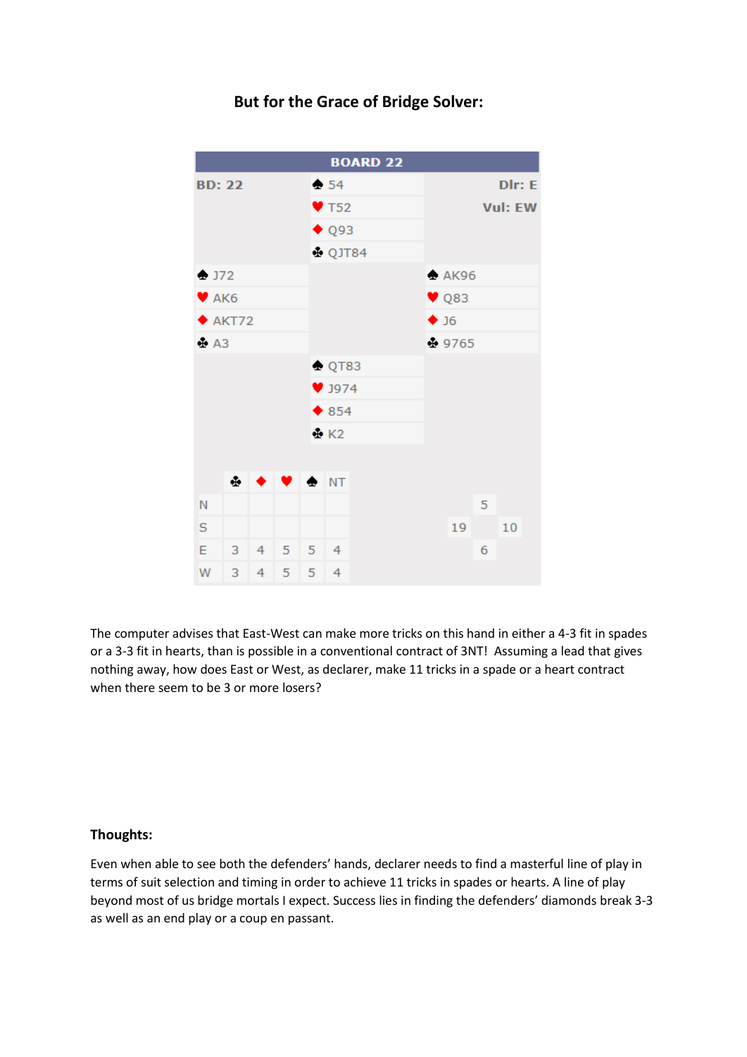## But for the Grace of Bridge Solver:

| BOARD 22 | | |
|---|---|---|
| BD: 22 | ♠ 54 | Dlr: E |
| | ♥ T52 | Vul: EW |
| | ♦ Q93 | |
| | ♣ QJT84 | |
| ♠ J72 | | ♠ AK96 |
| ♥ AK6 | | ♥ Q83 |
| ♦ AKT72 | | ♦ J6 |
| ♣ A3 | | ♣ 9765 |
| | ♠ QT83 | |
| | ♥ J974 | |
| | ♦ 854 | |
| | ♣ K2 | |

| | ♣ | ♦ | ♥ | ♠ | NT |
|---|---|---|---|---|---|
| N | | | | | |
| S | | | | | |
| E | 3 | 4 | 5 | 5 | 4 |
| W | 3 | 4 | 5 | 5 | 4 |

| | | |
|---|---|---|
| | 5 | |
| 19 | | 10 |
| | 6 | |

The computer advises that East-West can make more tricks on this hand in either a 4-3 fit in spades or a 3-3 fit in hearts, than is possible in a conventional contract of 3NT! Assuming a lead that gives nothing away, how does East or West, as declarer, make 11 tricks in a spade or a heart contract when there seem to be 3 or more losers?

**Thoughts:**

Even when able to see both the defenders' hands, declarer needs to find a masterful line of play in terms of suit selection and timing in order to achieve 11 tricks in spades or hearts. A line of play beyond most of us bridge mortals I expect. Success lies in finding the defenders' diamonds break 3-3 as well as an end play or a coup en passant.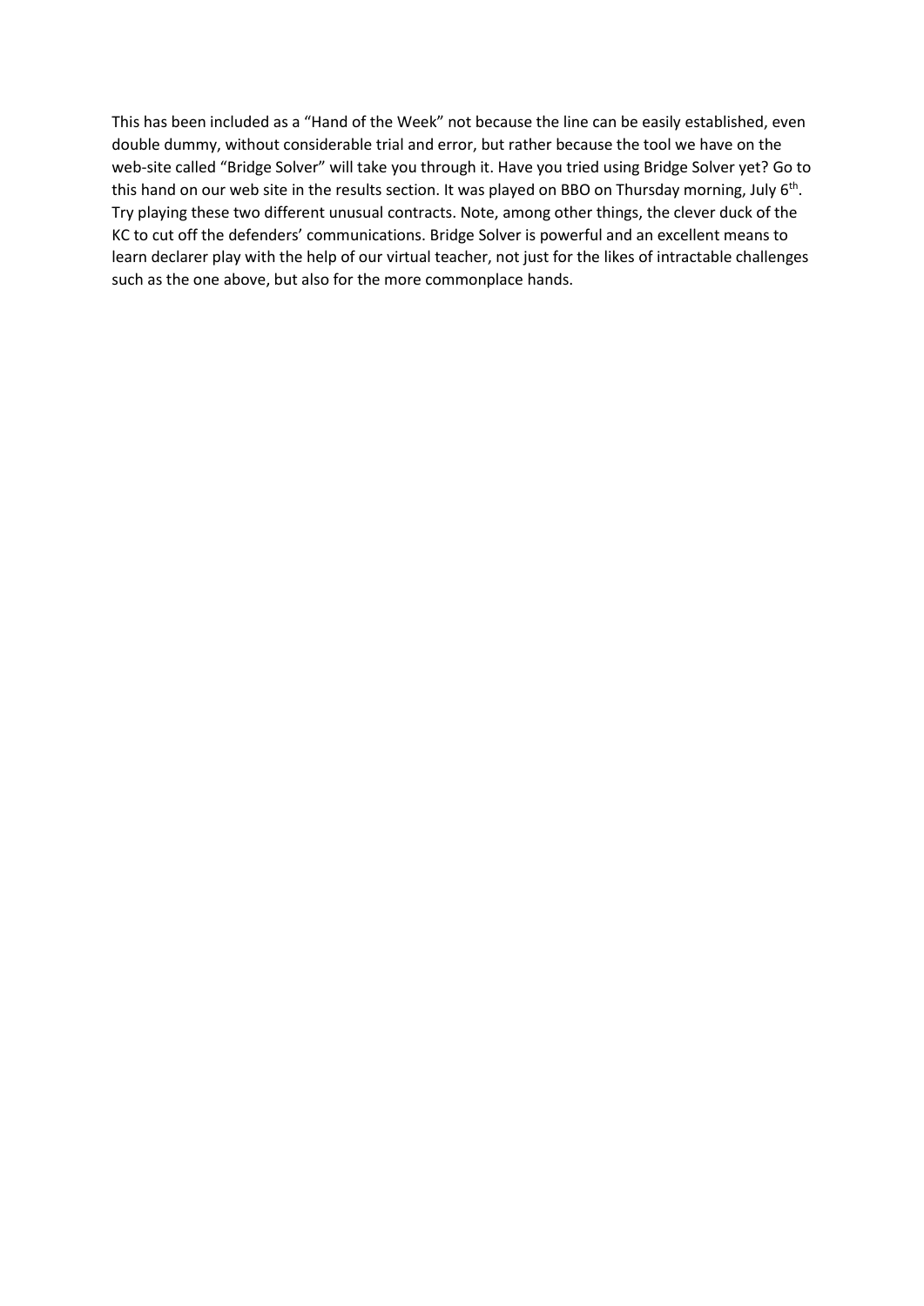This has been included as a "Hand of the Week" not because the line can be easily established, even double dummy, without considerable trial and error, but rather because the tool we have on the web-site called "Bridge Solver" will take you through it. Have you tried using Bridge Solver yet? Go to this hand on our web site in the results section. It was played on BBO on Thursday morning, July 6th. Try playing these two different unusual contracts. Note, among other things, the clever duck of the KC to cut off the defenders' communications. Bridge Solver is powerful and an excellent means to learn declarer play with the help of our virtual teacher, not just for the likes of intractable challenges such as the one above, but also for the more commonplace hands.